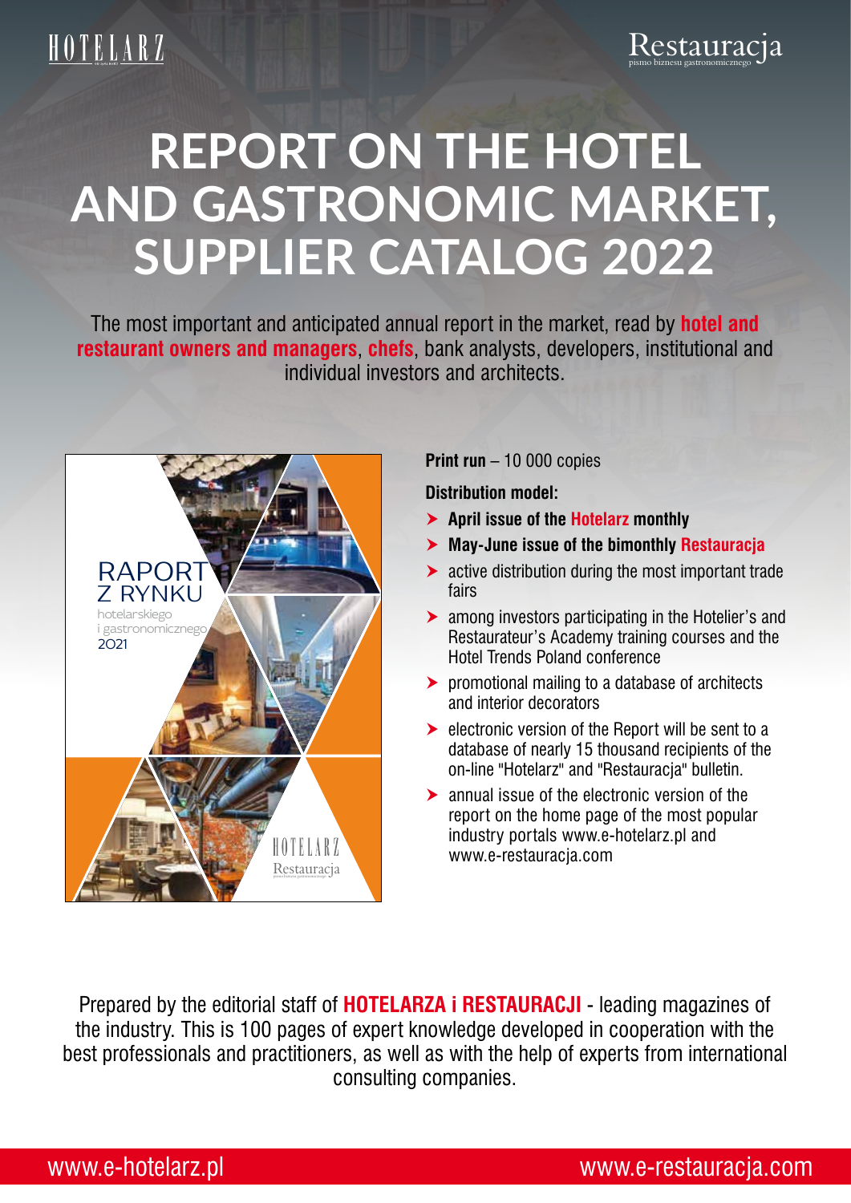HOTELARZ

Restauracja
pismo biznesu gastronomicznego

# REPORT ON THE HOTEL AND GASTRONOMIC MARKET, SUPPLIER CATALOG 2022

The most important and anticipated annual report in the market, read by **hotel and restaurant owners and managers**, **chefs**, bank analysts, developers, institutional and individual investors and architects.

RAPORT Z RYNKU hotelarskiego i gastronomicznego 2021

HOTELARZ Restauracja

**Print run** – 10 000 copies

**Distribution model:**

- **April issue of the Hotelarz monthly**
- **May-June issue of the bimonthly Restauracja**
- active distribution during the most important trade fairs
- among investors participating in the Hotelier's and Restaurateur's Academy training courses and the Hotel Trends Poland conference
- promotional mailing to a database of architects and interior decorators
- electronic version of the Report will be sent to a database of nearly 15 thousand recipients of the on-line "Hotelarz" and "Restauracja" bulletin.
- annual issue of the electronic version of the report on the home page of the most popular industry portals www.e-hotelarz.pl and www.e-restauracja.com

Prepared by the editorial staff of **HOTELARZA i RESTAURACJI** - leading magazines of the industry. This is 100 pages of expert knowledge developed in cooperation with the best professionals and practitioners, as well as with the help of experts from international consulting companies.

www.e-hotelarz.pl www.e-restauracja.com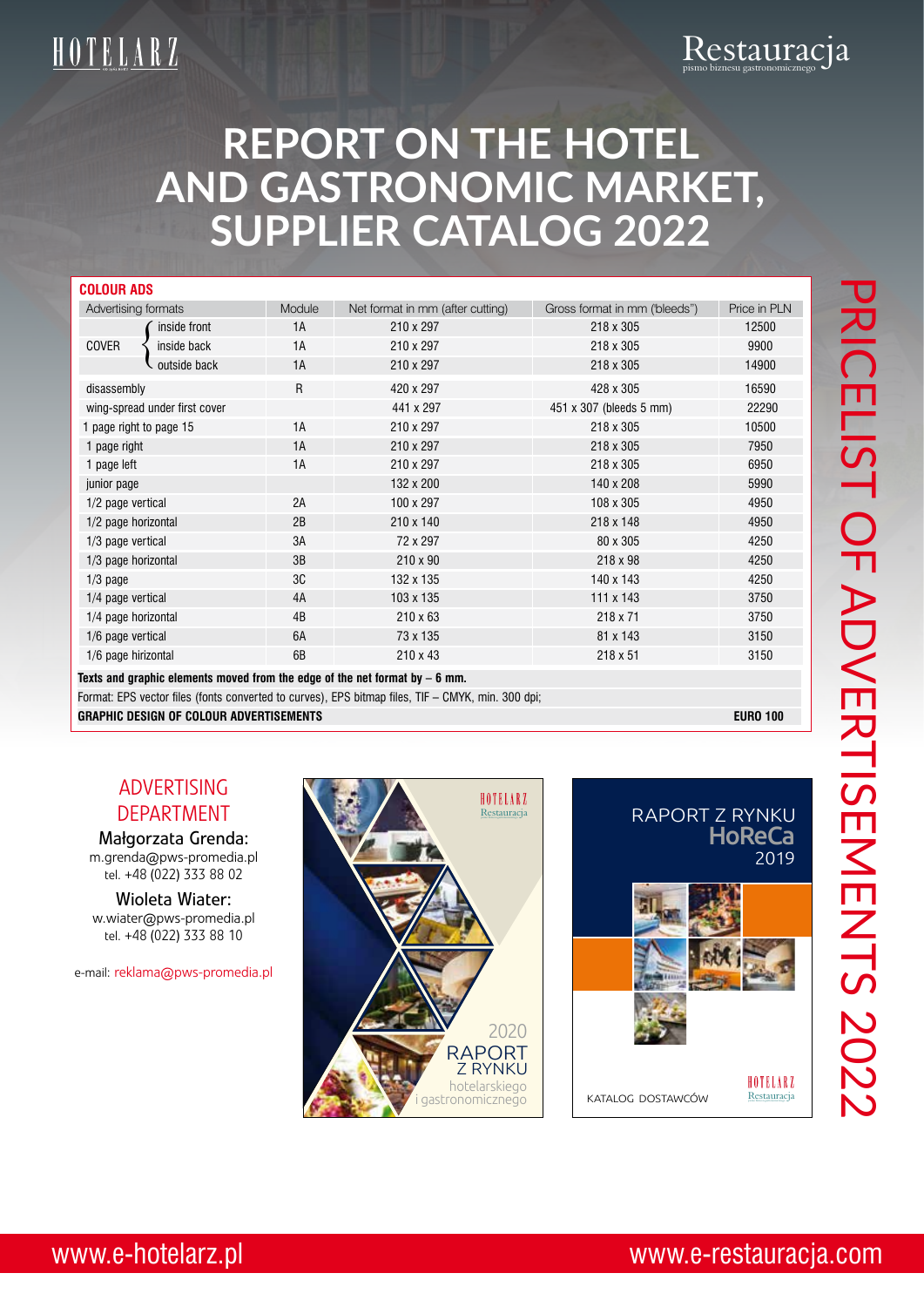HOTELARZ

Restauracja
pismo biznesu gastronomicznego

# REPORT ON THE HOTEL AND GASTRONOMIC MARKET, SUPPLIER CATALOG 2022

PRICELIST OF ADVERTISEMENTS 2022

**COLOUR ADS**

| Advertising formats | | Module | Net format in mm (after cutting) | Gross format in mm ("bleeds") | Price in PLN |
|---|---|---|---|---|---|
| COVER | inside front | 1A | 210 x 297 | 218 x 305 | 12500 |
| | inside back | 1A | 210 x 297 | 218 x 305 | 9900 |
| | outside back | 1A | 210 x 297 | 218 x 305 | 14900 |
| disassembly | | R | 420 x 297 | 428 x 305 | 16590 |
| wing-spread under first cover | | | 441 x 297 | 451 x 307 (bleeds 5 mm) | 22290 |
| 1 page right to page 15 | | 1A | 210 x 297 | 218 x 305 | 10500 |
| 1 page right | | 1A | 210 x 297 | 218 x 305 | 7950 |
| 1 page left | | 1A | 210 x 297 | 218 x 305 | 6950 |
| junior page | | | 132 x 200 | 140 x 208 | 5990 |
| 1/2 page vertical | | 2A | 100 x 297 | 108 x 305 | 4950 |
| 1/2 page horizontal | | 2B | 210 x 140 | 218 x 148 | 4950 |
| 1/3 page vertical | | 3A | 72 x 297 | 80 x 305 | 4250 |
| 1/3 page horizontal | | 3B | 210 x 90 | 218 x 98 | 4250 |
| 1/3 page | | 3C | 132 x 135 | 140 x 143 | 4250 |
| 1/4 page vertical | | 4A | 103 x 135 | 111 x 143 | 3750 |
| 1/4 page horizontal | | 4B | 210 x 63 | 218 x 71 | 3750 |
| 1/6 page vertical | | 6A | 73 x 135 | 81 x 143 | 3150 |
| 1/6 page hirizontal | | 6B | 210 x 43 | 218 x 51 | 3150 |

**Texts and graphic elements moved from the edge of the net format by – 6 mm.**

Format: EPS vector files (fonts converted to curves), EPS bitmap files, TIF – CMYK, min. 300 dpi;

**GRAPHIC DESIGN OF COLOUR ADVERTISEMENTS** **EURO 100**

## ADVERTISING DEPARTMENT

Małgorzata Grenda:
m.grenda@pws-promedia.pl
tel. +48 (022) 333 88 02

Wioleta Wiater:
w.wiater@pws-promedia.pl
tel. +48 (022) 333 88 10

e-mail: reklama@pws-promedia.pl

HOTELARZ Restauracja
2020
RAPORT Z RYNKU
hotelarskiego
i gastronomicznego

RAPORT Z RYNKU
HoReCa
2019
KATALOG DOSTAWCÓW
HOTELARZ Restauracja

www.e-hotelarz.pl www.e-restauracja.com